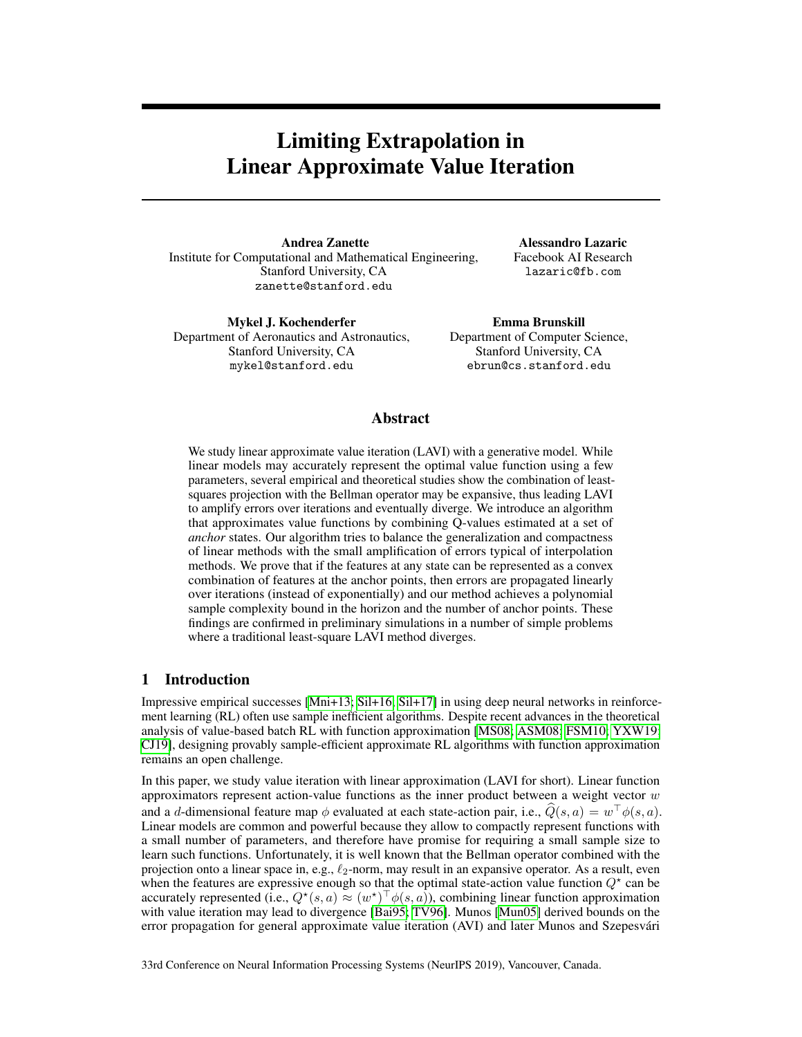# Limiting Extrapolation in Linear Approximate Value Iteration

**Andrea Zanette**
Institute for Computational and Mathematical Engineering,
Stanford University, CA
zanette@stanford.edu

**Alessandro Lazaric**
Facebook AI Research
lazaric@fb.com

**Mykel J. Kochenderfer**
Department of Aeronautics and Astronautics,
Stanford University, CA
mykel@stanford.edu

**Emma Brunskill**
Department of Computer Science,
Stanford University, CA
ebrun@cs.stanford.edu

## Abstract

We study linear approximate value iteration (LAVI) with a generative model. While linear models may accurately represent the optimal value function using a few parameters, several empirical and theoretical studies show the combination of least-squares projection with the Bellman operator may be expansive, thus leading LAVI to amplify errors over iterations and eventually diverge. We introduce an algorithm that approximates value functions by combining Q-values estimated at a set of *anchor* states. Our algorithm tries to balance the generalization and compactness of linear methods with the small amplification of errors typical of interpolation methods. We prove that if the features at any state can be represented as a convex combination of features at the anchor points, then errors are propagated linearly over iterations (instead of exponentially) and our method achieves a polynomial sample complexity bound in the horizon and the number of anchor points. These findings are confirmed in preliminary simulations in a number of simple problems where a traditional least-square LAVI method diverges.

## 1 Introduction

Impressive empirical successes [Mni+13; Sil+16; Sil+17] in using deep neural networks in reinforcement learning (RL) often use sample inefficient algorithms. Despite recent advances in the theoretical analysis of value-based batch RL with function approximation [MS08; ASM08; FSM10; YXW19; CJ19], designing provably sample-efficient approximate RL algorithms with function approximation remains an open challenge.

In this paper, we study value iteration with linear approximation (LAVI for short). Linear function approximators represent action-value functions as the inner product between a weight vector $w$ and a $d$-dimensional feature map $\phi$ evaluated at each state-action pair, i.e., $\widehat{Q}(s,a) = w^\top \phi(s,a)$. Linear models are common and powerful because they allow to compactly represent functions with a small number of parameters, and therefore have promise for requiring a small sample size to learn such functions. Unfortunately, it is well known that the Bellman operator combined with the projection onto a linear space in, e.g., $\ell_2$-norm, may result in an expansive operator. As a result, even when the features are expressive enough so that the optimal state-action value function $Q^\star$ can be accurately represented (i.e., $Q^\star(s,a) \approx (w^\star)^\top \phi(s,a)$), combining linear function approximation with value iteration may lead to divergence [Bai95; TV96]. Munos [Mun05] derived bounds on the error propagation for general approximate value iteration (AVI) and later Munos and Szepesvári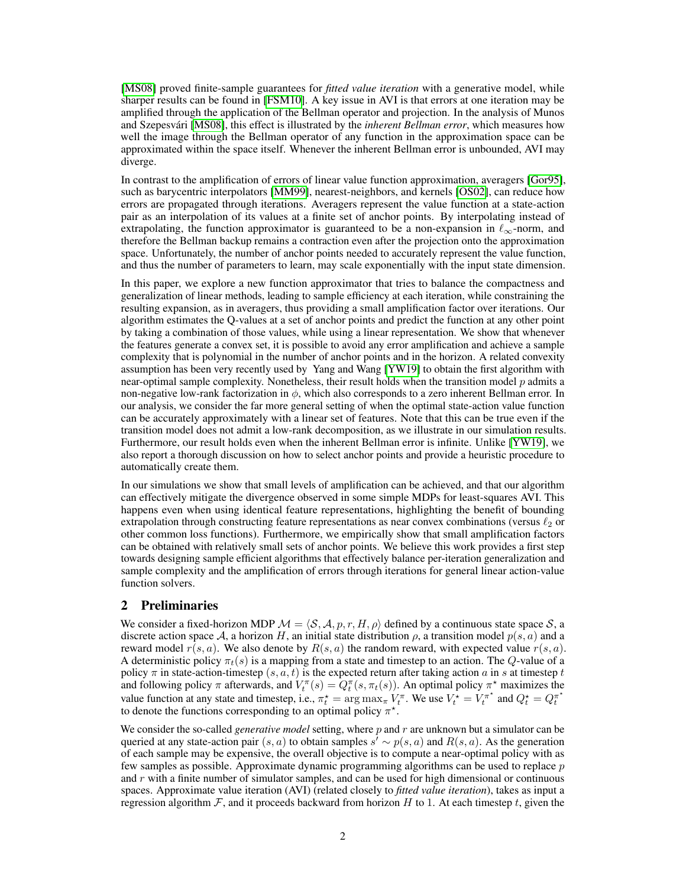[MS08] proved finite-sample guarantees for *fitted value iteration* with a generative model, while sharper results can be found in [FSM10]. A key issue in AVI is that errors at one iteration may be amplified through the application of the Bellman operator and projection. In the analysis of Munos and Szepesvári [MS08], this effect is illustrated by the *inherent Bellman error*, which measures how well the image through the Bellman operator of any function in the approximation space can be approximated within the space itself. Whenever the inherent Bellman error is unbounded, AVI may diverge.

In contrast to the amplification of errors of linear value function approximation, averagers [Gor95], such as barycentric interpolators [MM99], nearest-neighbors, and kernels [OS02], can reduce how errors are propagated through iterations. Averagers represent the value function at a state-action pair as an interpolation of its values at a finite set of anchor points. By interpolating instead of extrapolating, the function approximator is guaranteed to be a non-expansion in $\ell_\infty$-norm, and therefore the Bellman backup remains a contraction even after the projection onto the approximation space. Unfortunately, the number of anchor points needed to accurately represent the value function, and thus the number of parameters to learn, may scale exponentially with the input state dimension.

In this paper, we explore a new function approximator that tries to balance the compactness and generalization of linear methods, leading to sample efficiency at each iteration, while constraining the resulting expansion, as in averagers, thus providing a small amplification factor over iterations. Our algorithm estimates the Q-values at a set of anchor points and predict the function at any other point by taking a combination of those values, while using a linear representation. We show that whenever the features generate a convex set, it is possible to avoid any error amplification and achieve a sample complexity that is polynomial in the number of anchor points and in the horizon. A related convexity assumption has been very recently used by Yang and Wang [YW19] to obtain the first algorithm with near-optimal sample complexity. Nonetheless, their result holds when the transition model $p$ admits a non-negative low-rank factorization in $\phi$, which also corresponds to a zero inherent Bellman error. In our analysis, we consider the far more general setting of when the optimal state-action value function can be accurately approximately with a linear set of features. Note that this can be true even if the transition model does not admit a low-rank decomposition, as we illustrate in our simulation results. Furthermore, our result holds even when the inherent Bellman error is infinite. Unlike [YW19], we also report a thorough discussion on how to select anchor points and provide a heuristic procedure to automatically create them.

In our simulations we show that small levels of amplification can be achieved, and that our algorithm can effectively mitigate the divergence observed in some simple MDPs for least-squares AVI. This happens even when using identical feature representations, highlighting the benefit of bounding extrapolation through constructing feature representations as near convex combinations (versus $\ell_2$ or other common loss functions). Furthermore, we empirically show that small amplification factors can be obtained with relatively small sets of anchor points. We believe this work provides a first step towards designing sample efficient algorithms that effectively balance per-iteration generalization and sample complexity and the amplification of errors through iterations for general linear action-value function solvers.

## 2 Preliminaries

We consider a fixed-horizon MDP $\mathcal{M} = \langle \mathcal{S}, \mathcal{A}, p, r, H, \rho \rangle$ defined by a continuous state space $\mathcal{S}$, a discrete action space $\mathcal{A}$, a horizon $H$, an initial state distribution $\rho$, a transition model $p(s, a)$ and a reward model $r(s, a)$. We also denote by $R(s, a)$ the random reward, with expected value $r(s, a)$. A deterministic policy $\pi_t(s)$ is a mapping from a state and timestep to an action. The $Q$-value of a policy $\pi$ in state-action-timestep $(s, a, t)$ is the expected return after taking action $a$ in $s$ at timestep $t$ and following policy $\pi$ afterwards, and $V_t^\pi(s) = Q_t^\pi(s, \pi_t(s))$. An optimal policy $\pi^\star$ maximizes the value function at any state and timestep, i.e., $\pi_t^\star = \arg\max_\pi V_t^\pi$. We use $V_t^\star = V_t^{\pi^\star}$ and $Q_t^\star = Q_t^{\pi^\star}$ to denote the functions corresponding to an optimal policy $\pi^\star$.

We consider the so-called *generative model* setting, where $p$ and $r$ are unknown but a simulator can be queried at any state-action pair $(s, a)$ to obtain samples $s' \sim p(s, a)$ and $R(s, a)$. As the generation of each sample may be expensive, the overall objective is to compute a near-optimal policy with as few samples as possible. Approximate dynamic programming algorithms can be used to replace $p$ and $r$ with a finite number of simulator samples, and can be used for high dimensional or continuous spaces. Approximate value iteration (AVI) (related closely to *fitted value iteration*), takes as input a regression algorithm $\mathcal{F}$, and it proceeds backward from horizon $H$ to 1. At each timestep $t$, given the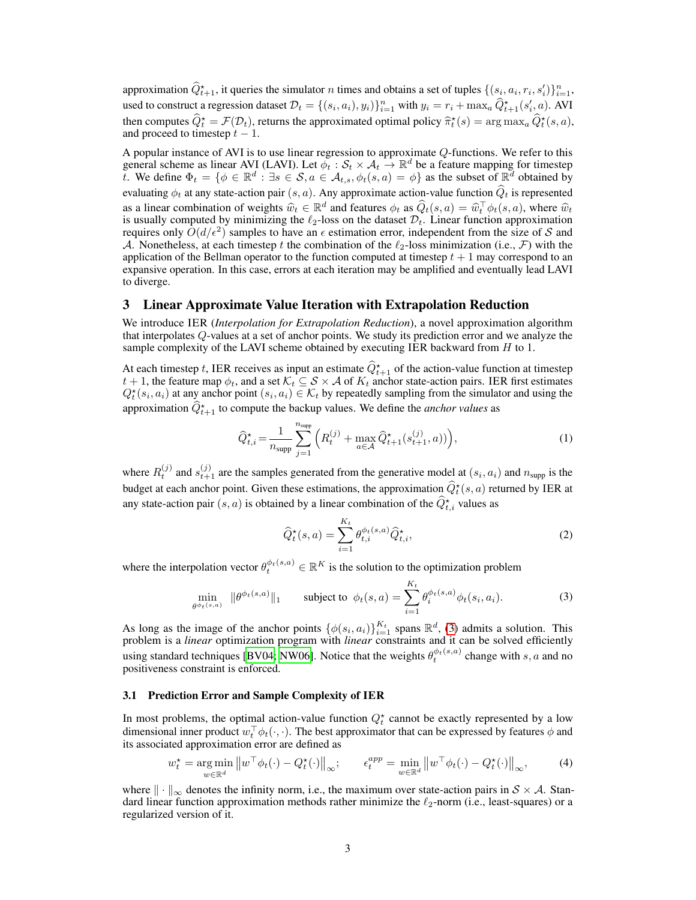approximation $\widehat{Q}^\star_{t+1}$, it queries the simulator $n$ times and obtains a set of tuples $\{(s_i, a_i, r_i, s'_i)\}_{i=1}^n$, used to construct a regression dataset $\mathcal{D}_t = \{(s_i, a_i), y_i)\}_{i=1}^n$ with $y_i = r_i + \max_a \widehat{Q}^\star_{t+1}(s'_i, a)$. AVI then computes $\widehat{Q}^\star_t = \mathcal{F}(\mathcal{D}_t)$, returns the approximated optimal policy $\widehat{\pi}^\star_t(s) = \arg\max_a \widehat{Q}^\star_t(s, a)$, and proceed to timestep $t - 1$.

A popular instance of AVI is to use linear regression to approximate $Q$-functions. We refer to this general scheme as linear AVI (LAVI). Let $\phi_t : \mathcal{S}_t \times \mathcal{A}_t \to \mathbb{R}^d$ be a feature mapping for timestep $t$. We define $\Phi_t = \{\phi \in \mathbb{R}^d : \exists s \in \mathcal{S}, a \in \mathcal{A}_{t,s}, \phi_t(s, a) = \phi\}$ as the subset of $\mathbb{R}^d$ obtained by evaluating $\phi_t$ at any state-action pair $(s, a)$. Any approximate action-value function $\widehat{Q}_t$ is represented as a linear combination of weights $\widehat{w}_t \in \mathbb{R}^d$ and features $\phi_t$ as $\widehat{Q}_t(s, a) = \widehat{w}_t^\top \phi_t(s, a)$, where $\widehat{w}_t$ is usually computed by minimizing the $\ell_2$-loss on the dataset $\mathcal{D}_t$. Linear function approximation requires only $O(d/\epsilon^2)$ samples to have an $\epsilon$ estimation error, independent from the size of $\mathcal{S}$ and $\mathcal{A}$. Nonetheless, at each timestep $t$ the combination of the $\ell_2$-loss minimization (i.e., $\mathcal{F}$) with the application of the Bellman operator to the function computed at timestep $t + 1$ may correspond to an expansive operation. In this case, errors at each iteration may be amplified and eventually lead LAVI to diverge.

## 3 Linear Approximate Value Iteration with Extrapolation Reduction

We introduce IER (*Interpolation for Extrapolation Reduction*), a novel approximation algorithm that interpolates $Q$-values at a set of anchor points. We study its prediction error and we analyze the sample complexity of the LAVI scheme obtained by executing IER backward from $H$ to 1.

At each timestep $t$, IER receives as input an estimate $\widehat{Q}^\star_{t+1}$ of the action-value function at timestep $t + 1$, the feature map $\phi_t$, and a set $\mathcal{K}_t \subseteq \mathcal{S} \times \mathcal{A}$ of $K_t$ anchor state-action pairs. IER first estimates $Q^\star_t(s_i, a_i)$ at any anchor point $(s_i, a_i) \in \mathcal{K}_t$ by repeatedly sampling from the simulator and using the approximation $\widehat{Q}^\star_{t+1}$ to compute the backup values. We define the *anchor values* as

$$\widehat{Q}^\star_{t,i} = \frac{1}{n_{\text{supp}}} \sum_{j=1}^{n_{\text{supp}}} \Big( R_t^{(j)} + \max_{a \in \mathcal{A}} \widehat{Q}^\star_{t+1}(s_{t+1}^{(j)}, a) \Big), \tag{1}$$

where $R_t^{(j)}$ and $s_{t+1}^{(j)}$ are the samples generated from the generative model at $(s_i, a_i)$ and $n_{\text{supp}}$ is the budget at each anchor point. Given these estimations, the approximation $\widehat{Q}^\star_t(s, a)$ returned by IER at any state-action pair $(s, a)$ is obtained by a linear combination of the $\widehat{Q}^\star_{t,i}$ values as

$$\widehat{Q}^\star_t(s, a) = \sum_{i=1}^{K_t} \theta_{t,i}^{\phi_t(s,a)} \widehat{Q}^\star_{t,i}, \tag{2}$$

where the interpolation vector $\theta_t^{\phi_t(s,a)} \in \mathbb{R}^K$ is the solution to the optimization problem

$$\min_{\theta^{\phi_t(s,a)}} \; \|\theta^{\phi_t(s,a)}\|_1 \qquad \text{subject to } \; \phi_t(s, a) = \sum_{i=1}^{K_t} \theta_i^{\phi_t(s,a)} \phi_t(s_i, a_i). \tag{3}$$

As long as the image of the anchor points $\{\phi(s_i, a_i)\}_{i=1}^{K_t}$ spans $\mathbb{R}^d$, (3) admits a solution. This problem is a *linear* optimization program with *linear* constraints and it can be solved efficiently using standard techniques [BV04; NW06]. Notice that the weights $\theta_t^{\phi_t(s,a)}$ change with $s, a$ and no positiveness constraint is enforced.

### 3.1 Prediction Error and Sample Complexity of IER

In most problems, the optimal action-value function $Q^\star_t$ cannot be exactly represented by a low dimensional inner product $w_t^\top \phi_t(\cdot, \cdot)$. The best approximator that can be expressed by features $\phi$ and its associated approximation error are defined as

$$w^\star_t = \operatorname*{arg\,min}_{w \in \mathbb{R}^d} \left\| w^\top \phi_t(\cdot) - Q^\star_t(\cdot) \right\|_\infty; \qquad \epsilon_t^{app} = \min_{w \in \mathbb{R}^d} \left\| w^\top \phi_t(\cdot) - Q^\star_t(\cdot) \right\|_\infty, \tag{4}$$

where $\| \cdot \|_\infty$ denotes the infinity norm, i.e., the maximum over state-action pairs in $\mathcal{S} \times \mathcal{A}$. Standard linear function approximation methods rather minimize the $\ell_2$-norm (i.e., least-squares) or a regularized version of it.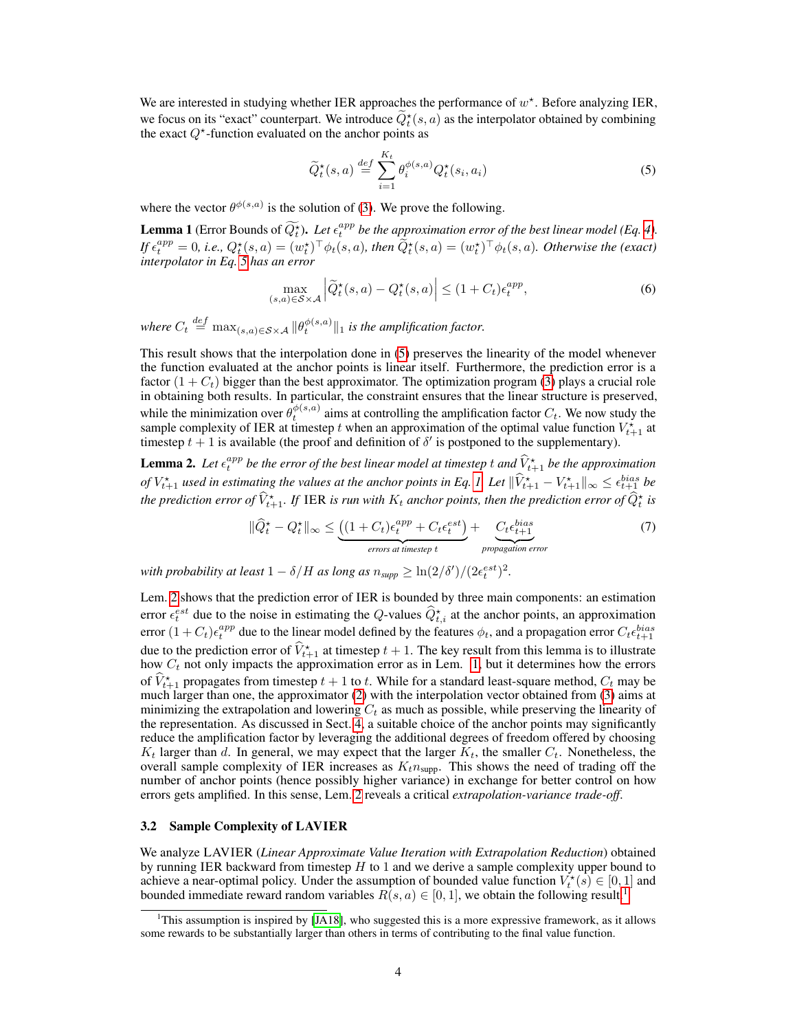We are interested in studying whether IER approaches the performance of $w^\star$. Before analyzing IER, we focus on its "exact" counterpart. We introduce $\widetilde{Q}^\star_t(s,a)$ as the interpolator obtained by combining the exact $Q^\star$-function evaluated on the anchor points as

$$\widetilde{Q}^\star_t(s,a) \stackrel{def}{=} \sum_{i=1}^{K_t} \theta_i^{\phi(s,a)} Q^\star_t(s_i, a_i) \tag{5}$$

where the vector $\theta^{\phi(s,a)}$ is the solution of (3). We prove the following.

**Lemma 1** (Error Bounds of $\widetilde{Q}^\star_t$)**.** *Let $\epsilon_t^{app}$ be the approximation error of the best linear model (Eq. 4). If $\epsilon_t^{app} = 0$, i.e., $Q^\star_t(s,a) = (w^\star_t)^\top \phi_t(s,a)$, then $\widetilde{Q}^\star_t(s,a) = (w^\star_t)^\top \phi_t(s,a)$. Otherwise the (exact) interpolator in Eq. 5 has an error*

$$\max_{(s,a)\in\mathcal{S}\times\mathcal{A}} \left| \widetilde{Q}^\star_t(s,a) - Q^\star_t(s,a) \right| \le (1 + C_t)\epsilon_t^{app}, \tag{6}$$

*where $C_t \stackrel{def}{=} \max_{(s,a)\in\mathcal{S}\times\mathcal{A}} \|\theta_t^{\phi(s,a)}\|_1$ is the amplification factor.*

This result shows that the interpolation done in (5) preserves the linearity of the model whenever the function evaluated at the anchor points is linear itself. Furthermore, the prediction error is a factor $(1+C_t)$ bigger than the best approximator. The optimization program (3) plays a crucial role in obtaining both results. In particular, the constraint ensures that the linear structure is preserved, while the minimization over $\theta_t^{\phi(s,a)}$ aims at controlling the amplification factor $C_t$. We now study the sample complexity of IER at timestep $t$ when an approximation of the optimal value function $V^\star_{t+1}$ at timestep $t+1$ is available (the proof and definition of $\delta'$ is postponed to the supplementary).

**Lemma 2.** *Let $\epsilon_t^{app}$ be the error of the best linear model at timestep $t$ and $\widehat{V}^\star_{t+1}$ be the approximation of $V^\star_{t+1}$ used in estimating the values at the anchor points in Eq. 1. Let $\|\widehat{V}^\star_{t+1} - V^\star_{t+1}\|_\infty \le \epsilon_{t+1}^{bias}$ be the prediction error of $\widehat{V}^\star_{t+1}$. If IER is run with $K_t$ anchor points, then the prediction error of $\widehat{Q}^\star_t$ is*

$$\|\widehat{Q}^\star_t - Q^\star_t\|_\infty \le \underbrace{\left((1 + C_t)\epsilon_t^{app} + C_t\epsilon_t^{est}\right)}_{\text{errors at timestep } t} + \underbrace{C_t\epsilon_{t+1}^{bias}}_{\text{propagation error}} \tag{7}$$

*with probability at least $1 - \delta/H$ as long as $n_{supp} \ge \ln(2/\delta')/(2\epsilon_t^{est})^2$.*

Lem. 2 shows that the prediction error of IER is bounded by three main components: an estimation error $\epsilon_t^{est}$ due to the noise in estimating the $Q$-values $\widehat{Q}^\star_{t,i}$ at the anchor points, an approximation error $(1+C_t)\epsilon_t^{app}$ due to the linear model defined by the features $\phi_t$, and a propagation error $C_t\epsilon_{t+1}^{bias}$ due to the prediction error of $\widehat{V}^\star_{t+1}$ at timestep $t+1$. The key result from this lemma is to illustrate how $C_t$ not only impacts the approximation error as in Lem. 1, but it determines how the errors of $\widehat{V}^\star_{t+1}$ propagates from timestep $t+1$ to $t$. While for a standard least-square method, $C_t$ may be much larger than one, the approximator (2) with the interpolation vector obtained from (3) aims at minimizing the extrapolation and lowering $C_t$ as much as possible, while preserving the linearity of the representation. As discussed in Sect. 4, a suitable choice of the anchor points may significantly reduce the amplification factor by leveraging the additional degrees of freedom offered by choosing $K_t$ larger than $d$. In general, we may expect that the larger $K_t$, the smaller $C_t$. Nonetheless, the overall sample complexity of IER increases as $K_t n_{\text{supp}}$. This shows the need of trading off the number of anchor points (hence possibly higher variance) in exchange for better control on how errors gets amplified. In this sense, Lem. 2 reveals a critical *extrapolation-variance trade-off*.

### 3.2 Sample Complexity of LAVIER

We analyze LAVIER (*Linear Approximate Value Iteration with Extrapolation Reduction*) obtained by running IER backward from timestep $H$ to 1 and we derive a sample complexity upper bound to achieve a near-optimal policy. Under the assumption of bounded value function $V^\star_t(s) \in [0,1]$ and bounded immediate reward random variables $R(s,a) \in [0,1]$, we obtain the following result[1]

[1]This assumption is inspired by [JA18], who suggested this is a more expressive framework, as it allows some rewards to be substantially larger than others in terms of contributing to the final value function.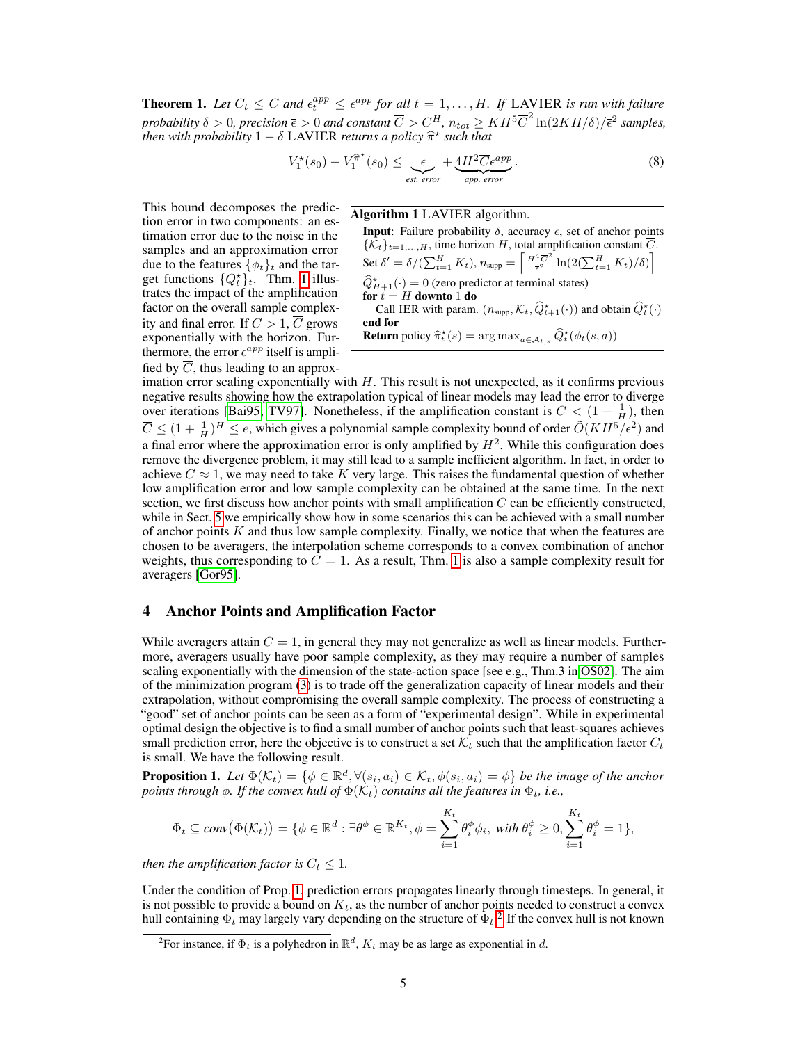**Theorem 1.** *Let $C_t \leq C$ and $\epsilon_t^{app} \leq \epsilon^{app}$ for all $t = 1, \ldots, H$. If* LAVIER *is run with failure probability $\delta > 0$, precision $\overline{\epsilon} > 0$ and constant $\overline{C} > C^H$, $n_{tot} \geq KH^5\overline{C}^2 \ln(2KH/\delta)/\overline{\epsilon}^2$ samples, then with probability $1-\delta$* LAVIER *returns a policy $\widehat{\pi}^\star$ such that*

$$V_1^\star(s_0) - V_1^{\widehat{\pi}^\star}(s_0) \leq \underbrace{\overline{\epsilon}}_{\text{est. error}} + \underbrace{4H^2\overline{C}\epsilon^{app}}_{\text{app. error}}. \tag{8}$$

**Algorithm 1** LAVIER algorithm.

**Input**: Failure probability $\delta$, accuracy $\overline{\epsilon}$, set of anchor points $\{\mathcal{K}_t\}_{t=1,\ldots,H}$, time horizon $H$, total amplification constant $\overline{C}$.
Set $\delta' = \delta/(\sum_{t=1}^H K_t)$, $n_{\text{supp}} = \left\lceil \frac{H^4\overline{C}^2}{\overline{\epsilon}^2} \ln(2(\sum_{t=1}^H K_t)/\delta) \right\rceil$
$\widehat{Q}_{H+1}^\star(\cdot) = 0$ (zero predictor at terminal states)
**for** $t = H$ **downto** $1$ **do**
  Call IER with param. $(n_{\text{supp}}, \mathcal{K}_t, \widehat{Q}_{t+1}^\star(\cdot))$ and obtain $\widehat{Q}_t^\star(\cdot)$
**end for**
**Return** policy $\widehat{\pi}_t^\star(s) = \arg\max_{a \in \mathcal{A}_{t,s}} \widehat{Q}_t^\star(\phi_t(s,a))$

This bound decomposes the prediction error in two components: an estimation error due to the noise in the samples and an approximation error due to the features $\{\phi_t\}_t$ and the target functions $\{Q_t^\star\}_t$. Thm. 1 illustrates the impact of the amplification factor on the overall sample complexity and final error. If $C > 1$, $\overline{C}$ grows exponentially with the horizon. Furthermore, the error $\epsilon^{app}$ itself is amplified by $\overline{C}$, thus leading to an approximation error scaling exponentially with $H$. This result is not unexpected, as it confirms previous negative results showing how the extrapolation typical of linear models may lead the error to diverge over iterations [Bai95, TV97]. Nonetheless, if the amplification constant is $C < (1+\frac{1}{H})$, then $\overline{C} \leq (1+\frac{1}{H})^H \leq e$, which gives a polynomial sample complexity bound of order $\tilde{O}(KH^5/\overline{\epsilon}^2)$ and a final error where the approximation error is only amplified by $H^2$. While this configuration does remove the divergence problem, it may still lead to a sample inefficient algorithm. In fact, in order to achieve $C \approx 1$, we may need to take $K$ very large. This raises the fundamental question of whether low amplification error and low sample complexity can be obtained at the same time. In the next section, we first discuss how anchor points with small amplification $C$ can be efficiently constructed, while in Sect. 5 we empirically show how in some scenarios this can be achieved with a small number of anchor points $K$ and thus low sample complexity. Finally, we notice that when the features are chosen to be averagers, the interpolation scheme corresponds to a convex combination of anchor weights, thus corresponding to $C = 1$. As a result, Thm. 1 is also a sample complexity result for averagers [Gor95].

## 4 Anchor Points and Amplification Factor

While averagers attain $C = 1$, in general they may not generalize as well as linear models. Furthermore, averagers usually have poor sample complexity, as they may require a number of samples scaling exponentially with the dimension of the state-action space [see e.g., Thm.3 in OS02]. The aim of the minimization program (3) is to trade off the generalization capacity of linear models and their extrapolation, without compromising the overall sample complexity. The process of constructing a "good" set of anchor points can be seen as a form of "experimental design". While in experimental optimal design the objective is to find a small number of anchor points such that least-squares achieves small prediction error, here the objective is to construct a set $\mathcal{K}_t$ such that the amplification factor $C_t$ is small. We have the following result.

**Proposition 1.** *Let $\Phi(\mathcal{K}_t) = \{\phi \in \mathbb{R}^d, \forall (s_i, a_i) \in \mathcal{K}_t, \phi(s_i, a_i) = \phi\}$ be the image of the anchor points through $\phi$. If the convex hull of $\Phi(\mathcal{K}_t)$ contains all the features in $\Phi_t$, i.e.,*

$$\Phi_t \subseteq conv\big(\Phi(\mathcal{K}_t)\big) = \{\phi \in \mathbb{R}^d : \exists \theta^\phi \in \mathbb{R}^{K_t}, \phi = \sum_{i=1}^{K_t} \theta_i^\phi \phi_i, \text{ with } \theta_i^\phi \geq 0, \sum_{i=1}^{K_t} \theta_i^\phi = 1\},$$

*then the amplification factor is $C_t \leq 1$.*

Under the condition of Prop. 1, prediction errors propagates linearly through timesteps. In general, it is not possible to provide a bound on $K_t$, as the number of anchor points needed to construct a convex hull containing $\Phi_t$ may largely vary depending on the structure of $\Phi_t$.[2] If the convex hull is not known

[2] For instance, if $\Phi_t$ is a polyhedron in $\mathbb{R}^d$, $K_t$ may be as large as exponential in $d$.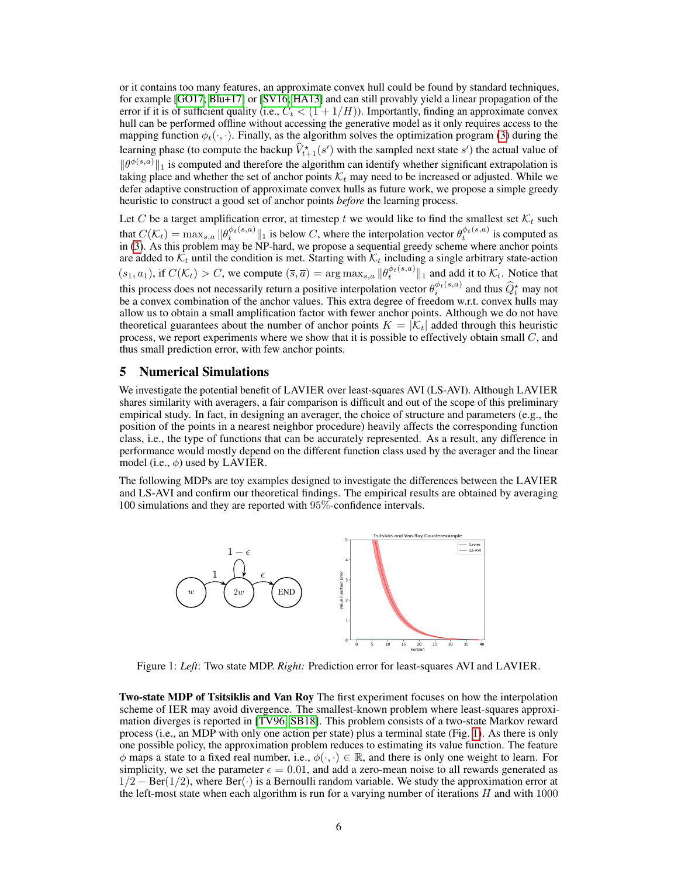or it contains too many features, an approximate convex hull could be found by standard techniques, for example [GO17; Blu+17] or [SV16; HA13] and can still provably yield a linear propagation of the error if it is of sufficient quality (i.e., $C_t < (1 + 1/H)$). Importantly, finding an approximate convex hull can be performed offline without accessing the generative model as it only requires access to the mapping function $\phi_t(\cdot, \cdot)$. Finally, as the algorithm solves the optimization program (3) during the learning phase (to compute the backup $\widehat{V}^\star_{t+1}(s')$ with the sampled next state $s'$) the actual value of $\|\theta^{\phi(s,a)}\|_1$ is computed and therefore the algorithm can identify whether significant extrapolation is taking place and whether the set of anchor points $\mathcal{K}_t$ may need to be increased or adjusted. While we defer adaptive construction of approximate convex hulls as future work, we propose a simple greedy heuristic to construct a good set of anchor points *before* the learning process.

Let $C$ be a target amplification error, at timestep $t$ we would like to find the smallest set $\mathcal{K}_t$ such that $C(\mathcal{K}_t) = \max_{s,a} \|\theta_t^{\phi_t(s,a)}\|_1$ is below $C$, where the interpolation vector $\theta_t^{\phi_t(s,a)}$ is computed as in (3). As this problem may be NP-hard, we propose a sequential greedy scheme where anchor points are added to $\mathcal{K}_t$ until the condition is met. Starting with $\mathcal{K}_t$ including a single arbitrary state-action $(s_1, a_1)$, if $C(\mathcal{K}_t) > C$, we compute $(\overline{s}, \overline{a}) = \arg\max_{s,a} \|\theta_t^{\phi_t(s,a)}\|_1$ and add it to $\mathcal{K}_t$. Notice that this process does not necessarily return a positive interpolation vector $\theta_i^{\phi_t(s,a)}$ and thus $\widehat{Q}^\star_t$ may not be a convex combination of the anchor values. This extra degree of freedom w.r.t. convex hulls may allow us to obtain a small amplification factor with fewer anchor points. Although we do not have theoretical guarantees about the number of anchor points $K = |\mathcal{K}_t|$ added through this heuristic process, we report experiments where we show that it is possible to effectively obtain small $C$, and thus small prediction error, with few anchor points.

## 5 Numerical Simulations

We investigate the potential benefit of LAVIER over least-squares AVI (LS-AVI). Although LAVIER shares similarity with averagers, a fair comparison is difficult and out of the scope of this preliminary empirical study. In fact, in designing an averager, the choice of structure and parameters (e.g., the position of the points in a nearest neighbor procedure) heavily affects the corresponding function class, i.e., the type of functions that can be accurately represented. As a result, any difference in performance would mostly depend on the different function class used by the averager and the linear model (i.e., $\phi$) used by LAVIER.

The following MDPs are toy examples designed to investigate the differences between the LAVIER and LS-AVI and confirm our theoretical findings. The empirical results are obtained by averaging 100 simulations and they are reported with 95%-confidence intervals.

Figure 1: *Left*: Two state MDP. *Right:* Prediction error for least-squares AVI and LAVIER.

**Two-state MDP of Tsitsiklis and Van Roy** The first experiment focuses on how the interpolation scheme of IER may avoid divergence. The smallest-known problem where least-squares approximation diverges is reported in [TV96; SB18]. This problem consists of a two-state Markov reward process (i.e., an MDP with only one action per state) plus a terminal state (Fig. 1). As there is only one possible policy, the approximation problem reduces to estimating its value function. The feature $\phi$ maps a state to a fixed real number, i.e., $\phi(\cdot, \cdot) \in \mathbb{R}$, and there is only one weight to learn. For simplicity, we set the parameter $\epsilon = 0.01$, and add a zero-mean noise to all rewards generated as $1/2 - \text{Ber}(1/2)$, where $\text{Ber}(\cdot)$ is a Bernoulli random variable. We study the approximation error at the left-most state when each algorithm is run for a varying number of iterations $H$ and with 1000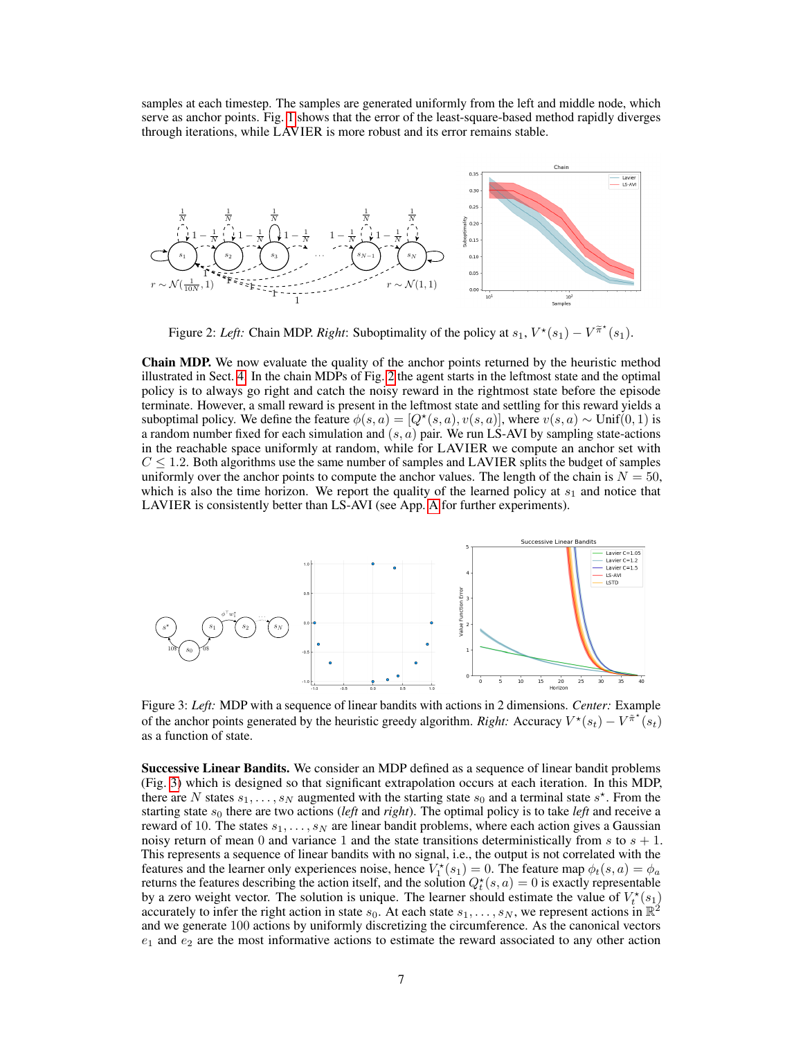samples at each timestep. The samples are generated uniformly from the left and middle node, which serve as anchor points. Fig. 1 shows that the error of the least-square-based method rapidly diverges through iterations, while LAVIER is more robust and its error remains stable.

Figure 2: *Left:* Chain MDP. *Right*: Suboptimality of the policy at $s_1$, $V^\star(s_1) - V^{\widetilde{\pi}^\star}(s_1)$.

**Chain MDP.** We now evaluate the quality of the anchor points returned by the heuristic method illustrated in Sect. 4. In the chain MDPs of Fig. 2 the agent starts in the leftmost state and the optimal policy is to always go right and catch the noisy reward in the rightmost state before the episode terminate. However, a small reward is present in the leftmost state and settling for this reward yields a suboptimal policy. We define the feature $\phi(s, a) = [Q^\star(s, a), v(s, a)]$, where $v(s, a) \sim \text{Unif}(0, 1)$ is a random number fixed for each simulation and $(s, a)$ pair. We run LS-AVI by sampling state-actions in the reachable space uniformly at random, while for LAVIER we compute an anchor set with $C \leq 1.2$. Both algorithms use the same number of samples and LAVIER splits the budget of samples uniformly over the anchor points to compute the anchor values. The length of the chain is $N = 50$, which is also the time horizon. We report the quality of the learned policy at $s_1$ and notice that LAVIER is consistently better than LS-AVI (see App. A for further experiments).

Figure 3: *Left:* MDP with a sequence of linear bandits with actions in 2 dimensions. *Center:* Example of the anchor points generated by the heuristic greedy algorithm. *Right:* Accuracy $V^\star(s_t) - V^{\widetilde{\pi}^\star}(s_t)$ as a function of state.

**Successive Linear Bandits.** We consider an MDP defined as a sequence of linear bandit problems (Fig. 3) which is designed so that significant extrapolation occurs at each iteration. In this MDP, there are $N$ states $s_1, \ldots, s_N$ augmented with the starting state $s_0$ and a terminal state $s^\star$. From the starting state $s_0$ there are two actions (*left* and *right*). The optimal policy is to take *left* and receive a reward of 10. The states $s_1, \ldots, s_N$ are linear bandit problems, where each action gives a Gaussian noisy return of mean 0 and variance 1 and the state transitions deterministically from $s$ to $s + 1$. This represents a sequence of linear bandits with no signal, i.e., the output is not correlated with the features and the learner only experiences noise, hence $V_1^\star(s_1) = 0$. The feature map $\phi_t(s, a) = \phi_a$ returns the features describing the action itself, and the solution $Q_t^\star(s, a) = 0$ is exactly representable by a zero weight vector. The solution is unique. The learner should estimate the value of $V_t^\star(s_1)$ accurately to infer the right action in state $s_0$. At each state $s_1, \ldots, s_N$, we represent actions in $\mathbb{R}^2$ and we generate 100 actions by uniformly discretizing the circumference. As the canonical vectors $e_1$ and $e_2$ are the most informative actions to estimate the reward associated to any other action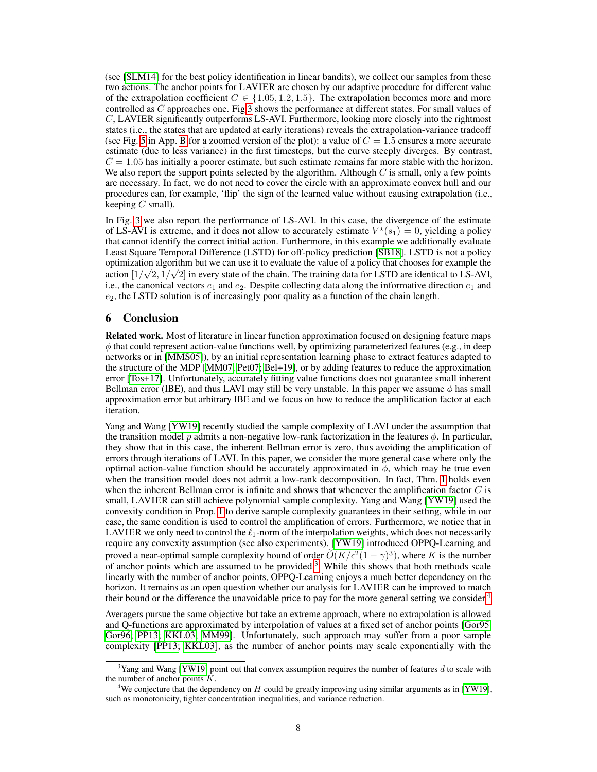(see [SLM14] for the best policy identification in linear bandits), we collect our samples from these two actions. The anchor points for LAVIER are chosen by our adaptive procedure for different value of the extrapolation coefficient $C \in \{1.05, 1.2, 1.5\}$. The extrapolation becomes more and more controlled as $C$ approaches one. Fig 3 shows the performance at different states. For small values of $C$, LAVIER significantly outperforms LS-AVI. Furthermore, looking more closely into the rightmost states (i.e., the states that are updated at early iterations) reveals the extrapolation-variance tradeoff (see Fig. 5 in App. B for a zoomed version of the plot): a value of $C = 1.5$ ensures a more accurate estimate (due to less variance) in the first timesteps, but the curve steeply diverges. By contrast, $C = 1.05$ has initially a poorer estimate, but such estimate remains far more stable with the horizon. We also report the support points selected by the algorithm. Although $C$ is small, only a few points are necessary. In fact, we do not need to cover the circle with an approximate convex hull and our procedures can, for example, 'flip' the sign of the learned value without causing extrapolation (i.e., keeping $C$ small).

In Fig. 3 we also report the performance of LS-AVI. In this case, the divergence of the estimate of LS-AVI is extreme, and it does not allow to accurately estimate $V^\star(s_1) = 0$, yielding a policy that cannot identify the correct initial action. Furthermore, in this example we additionally evaluate Least Square Temporal Difference (LSTD) for off-policy prediction [SB18]. LSTD is not a policy optimization algorithm but we can use it to evaluate the value of a policy that chooses for example the action $[1/\sqrt{2}, 1/\sqrt{2}]$ in every state of the chain. The training data for LSTD are identical to LS-AVI, i.e., the canonical vectors $e_1$ and $e_2$. Despite collecting data along the informative direction $e_1$ and $e_2$, the LSTD solution is of increasingly poor quality as a function of the chain length.

## 6 Conclusion

**Related work.** Most of literature in linear function approximation focused on designing feature maps $\phi$ that could represent action-value functions well, by optimizing parameterized features (e.g., in deep networks or in [MMS05]), by an initial representation learning phase to extract features adapted to the structure of the MDP [MM07; Pet07; Bel+19], or by adding features to reduce the approximation error [Tos+17]. Unfortunately, accurately fitting value functions does not guarantee small inherent Bellman error (IBE), and thus LAVI may still be very unstable. In this paper we assume $\phi$ has small approximation error but arbitrary IBE and we focus on how to reduce the amplification factor at each iteration.

Yang and Wang [YW19] recently studied the sample complexity of LAVI under the assumption that the transition model $p$ admits a non-negative low-rank factorization in the features $\phi$. In particular, they show that in this case, the inherent Bellman error is zero, thus avoiding the amplification of errors through iterations of LAVI. In this paper, we consider the more general case where only the optimal action-value function should be accurately approximated in $\phi$, which may be true even when the transition model does not admit a low-rank decomposition. In fact, Thm. 1 holds even when the inherent Bellman error is infinite and shows that whenever the amplification factor $C$ is small, LAVIER can still achieve polynomial sample complexity. Yang and Wang [YW19] used the convexity condition in Prop. 1 to derive sample complexity guarantees in their setting, while in our case, the same condition is used to control the amplification of errors. Furthermore, we notice that in LAVIER we only need to control the $\ell_1$-norm of the interpolation weights, which does not necessarily require any convexity assumption (see also experiments). [YW19] introduced OPPQ-Learning and proved a near-optimal sample complexity bound of order $\widetilde{O}(K/\epsilon^2(1-\gamma)^3)$, where $K$ is the number of anchor points which are assumed to be provided[3]. While this shows that both methods scale linearly with the number of anchor points, OPPQ-Learning enjoys a much better dependency on the horizon. It remains as an open question whether our analysis for LAVIER can be improved to match their bound or the difference the unavoidable price to pay for the more general setting we consider[4].

Averagers pursue the same objective but take an extreme approach, where no extrapolation is allowed and Q-functions are approximated by interpolation of values at a fixed set of anchor points [Gor95; Gor96; PP13; KKL03; MM99]. Unfortunately, such approach may suffer from a poor sample complexity [PP13; KKL03], as the number of anchor points may scale exponentially with the

[3] Yang and Wang [YW19] point out that convex assumption requires the number of features $d$ to scale with the number of anchor points $K$.

[4] We conjecture that the dependency on $H$ could be greatly improving using similar arguments as in [YW19], such as monotonicity, tighter concentration inequalities, and variance reduction.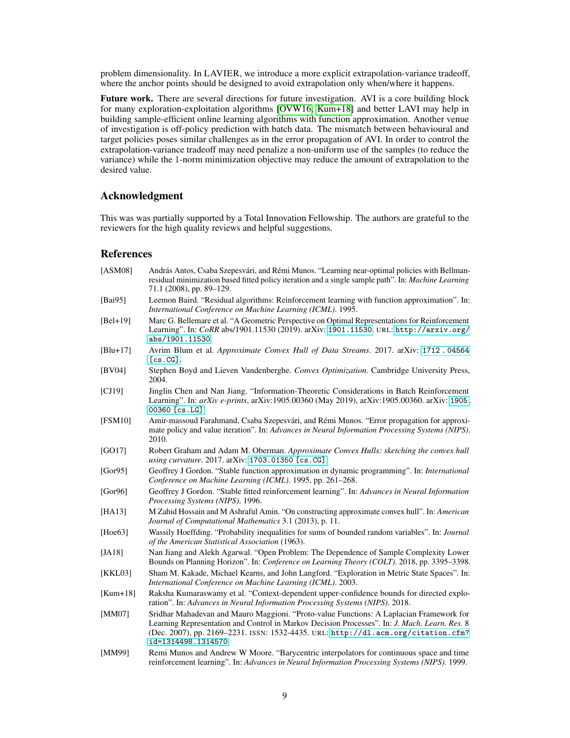problem dimensionality. In LAVIER, we introduce a more explicit extrapolation-variance tradeoff, where the anchor points should be designed to avoid extrapolation only when/where it happens.

**Future work.** There are several directions for future investigation. AVI is a core building block for many exploration-exploitation algorithms [OVW16; Kum+18] and better LAVI may help in building sample-efficient online learning algorithms with function approximation. Another venue of investigation is off-policy prediction with batch data. The mismatch between behavioural and target policies poses similar challenges as in the error propagation of AVI. In order to control the extrapolation-variance tradeoff may need penalize a non-uniform use of the samples (to reduce the variance) while the 1-norm minimization objective may reduce the amount of extrapolation to the desired value.

## Acknowledgment

This was was partially supported by a Total Innovation Fellowship. The authors are grateful to the reviewers for the high quality reviews and helpful suggestions.

## References

[ASM08] András Antos, Csaba Szepesvári, and Rémi Munos. "Learning near-optimal policies with Bellman-residual minimization based fitted policy iteration and a single sample path". In: *Machine Learning* 71.1 (2008), pp. 89–129.

[Bai95] Leemon Baird. "Residual algorithms: Reinforcement learning with function approximation". In: *International Conference on Machine Learning (ICML)*. 1995.

[Bel+19] Marc G. Bellemare et al. "A Geometric Perspective on Optimal Representations for Reinforcement Learning". In: *CoRR* abs/1901.11530 (2019). arXiv: 1901.11530. URL: http://arxiv.org/abs/1901.11530.

[Blu+17] Avrim Blum et al. *Approximate Convex Hull of Data Streams*. 2017. arXiv: 1712.04564 [cs.CG].

[BV04] Stephen Boyd and Lieven Vandenberghe. *Convex Optimization*. Cambridge University Press, 2004.

[CJ19] Jinglin Chen and Nan Jiang. "Information-Theoretic Considerations in Batch Reinforcement Learning". In: *arXiv e-prints*, arXiv:1905.00360 (May 2019), arXiv:1905.00360. arXiv: 1905.00360 [cs.LG].

[FSM10] Amir-massoud Farahmand, Csaba Szepesvári, and Rémi Munos. "Error propagation for approximate policy and value iteration". In: *Advances in Neural Information Processing Systems (NIPS)*. 2010.

[GO17] Robert Graham and Adam M. Oberman. *Approximate Convex Hulls: sketching the convex hull using curvature*. 2017. arXiv: 1703.01350 [cs.CG].

[Gor95] Geoffrey J Gordon. "Stable function approximation in dynamic programming". In: *International Conference on Machine Learning (ICML)*. 1995, pp. 261–268.

[Gor96] Geoffrey J Gordon. "Stable fitted reinforcement learning". In: *Advances in Neural Information Processing Systems (NIPS)*. 1996.

[HA13] M Zahid Hossain and M Ashraful Amin. "On constructing approximate convex hull". In: *American Journal of Computational Mathematics* 3.1 (2013), p. 11.

[Hoe63] Wassily Hoeffding. "Probability inequalities for sums of bounded random variables". In: *Journal of the American Statistical Association* (1963).

[JA18] Nan Jiang and Alekh Agarwal. "Open Problem: The Dependence of Sample Complexity Lower Bounds on Planning Horizon". In: *Conference on Learning Theory (COLT)*. 2018, pp. 3395–3398.

[KKL03] Sham M. Kakade, Michael Kearns, and John Langford. "Exploration in Metric State Spaces". In: *International Conference on Machine Learning (ICML)*. 2003.

[Kum+18] Raksha Kumaraswamy et al. "Context-dependent upper-confidence bounds for directed exploration". In: *Advances in Neural Information Processing Systems (NIPS)*. 2018.

[MM07] Sridhar Mahadevan and Mauro Maggioni. "Proto-value Functions: A Laplacian Framework for Learning Representation and Control in Markov Decision Processes". In: *J. Mach. Learn. Res.* 8 (Dec. 2007), pp. 2169–2231. ISSN: 1532-4435. URL: http://dl.acm.org/citation.cfm?id=1314498.1314570.

[MM99] Remi Munos and Andrew W Moore. "Barycentric interpolators for continuous space and time reinforcement learning". In: *Advances in Neural Information Processing Systems (NIPS)*. 1999.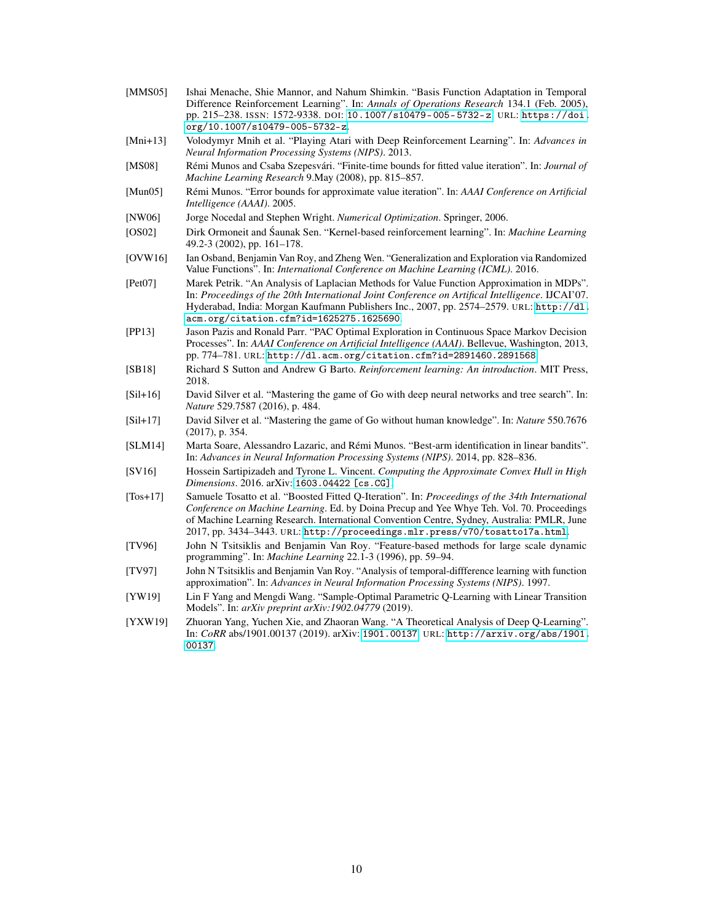[MMS05] Ishai Menache, Shie Mannor, and Nahum Shimkin. "Basis Function Adaptation in Temporal Difference Reinforcement Learning". In: *Annals of Operations Research* 134.1 (Feb. 2005), pp. 215–238. ISSN: 1572-9338. DOI: 10.1007/s10479-005-5732-z. URL: https://doi.org/10.1007/s10479-005-5732-z.

[Mni+13] Volodymyr Mnih et al. "Playing Atari with Deep Reinforcement Learning". In: *Advances in Neural Information Processing Systems (NIPS)*. 2013.

[MS08] Rémi Munos and Csaba Szepesvári. "Finite-time bounds for fitted value iteration". In: *Journal of Machine Learning Research* 9.May (2008), pp. 815–857.

[Mun05] Rémi Munos. "Error bounds for approximate value iteration". In: *AAAI Conference on Artificial Intelligence (AAAI)*. 2005.

[NW06] Jorge Nocedal and Stephen Wright. *Numerical Optimization*. Springer, 2006.

[OS02] Dirk Ormoneit and Śaunak Sen. "Kernel-based reinforcement learning". In: *Machine Learning* 49.2-3 (2002), pp. 161–178.

[OVW16] Ian Osband, Benjamin Van Roy, and Zheng Wen. "Generalization and Exploration via Randomized Value Functions". In: *International Conference on Machine Learning (ICML)*. 2016.

[Pet07] Marek Petrik. "An Analysis of Laplacian Methods for Value Function Approximation in MDPs". In: *Proceedings of the 20th International Joint Conference on Artifical Intelligence*. IJCAI'07. Hyderabad, India: Morgan Kaufmann Publishers Inc., 2007, pp. 2574–2579. URL: http://dl.acm.org/citation.cfm?id=1625275.1625690.

[PP13] Jason Pazis and Ronald Parr. "PAC Optimal Exploration in Continuous Space Markov Decision Processes". In: *AAAI Conference on Artificial Intelligence (AAAI)*. Bellevue, Washington, 2013, pp. 774–781. URL: http://dl.acm.org/citation.cfm?id=2891460.2891568.

[SB18] Richard S Sutton and Andrew G Barto. *Reinforcement learning: An introduction*. MIT Press, 2018.

[Sil+16] David Silver et al. "Mastering the game of Go with deep neural networks and tree search". In: *Nature* 529.7587 (2016), p. 484.

[Sil+17] David Silver et al. "Mastering the game of Go without human knowledge". In: *Nature* 550.7676 (2017), p. 354.

[SLM14] Marta Soare, Alessandro Lazaric, and Rémi Munos. "Best-arm identification in linear bandits". In: *Advances in Neural Information Processing Systems (NIPS)*. 2014, pp. 828–836.

[SV16] Hossein Sartipizadeh and Tyrone L. Vincent. *Computing the Approximate Convex Hull in High Dimensions*. 2016. arXiv: 1603.04422 [cs.CG].

[Tos+17] Samuele Tosatto et al. "Boosted Fitted Q-Iteration". In: *Proceedings of the 34th International Conference on Machine Learning*. Ed. by Doina Precup and Yee Whye Teh. Vol. 70. Proceedings of Machine Learning Research. International Convention Centre, Sydney, Australia: PMLR, June 2017, pp. 3434–3443. URL: http://proceedings.mlr.press/v70/tosatto17a.html.

[TV96] John N Tsitsiklis and Benjamin Van Roy. "Feature-based methods for large scale dynamic programming". In: *Machine Learning* 22.1-3 (1996), pp. 59–94.

[TV97] John N Tsitsiklis and Benjamin Van Roy. "Analysis of temporal-diffference learning with function approximation". In: *Advances in Neural Information Processing Systems (NIPS)*. 1997.

[YW19] Lin F Yang and Mengdi Wang. "Sample-Optimal Parametric Q-Learning with Linear Transition Models". In: *arXiv preprint arXiv:1902.04779* (2019).

[YXW19] Zhuoran Yang, Yuchen Xie, and Zhaoran Wang. "A Theoretical Analysis of Deep Q-Learning". In: *CoRR* abs/1901.00137 (2019). arXiv: 1901.00137. URL: http://arxiv.org/abs/1901.00137.